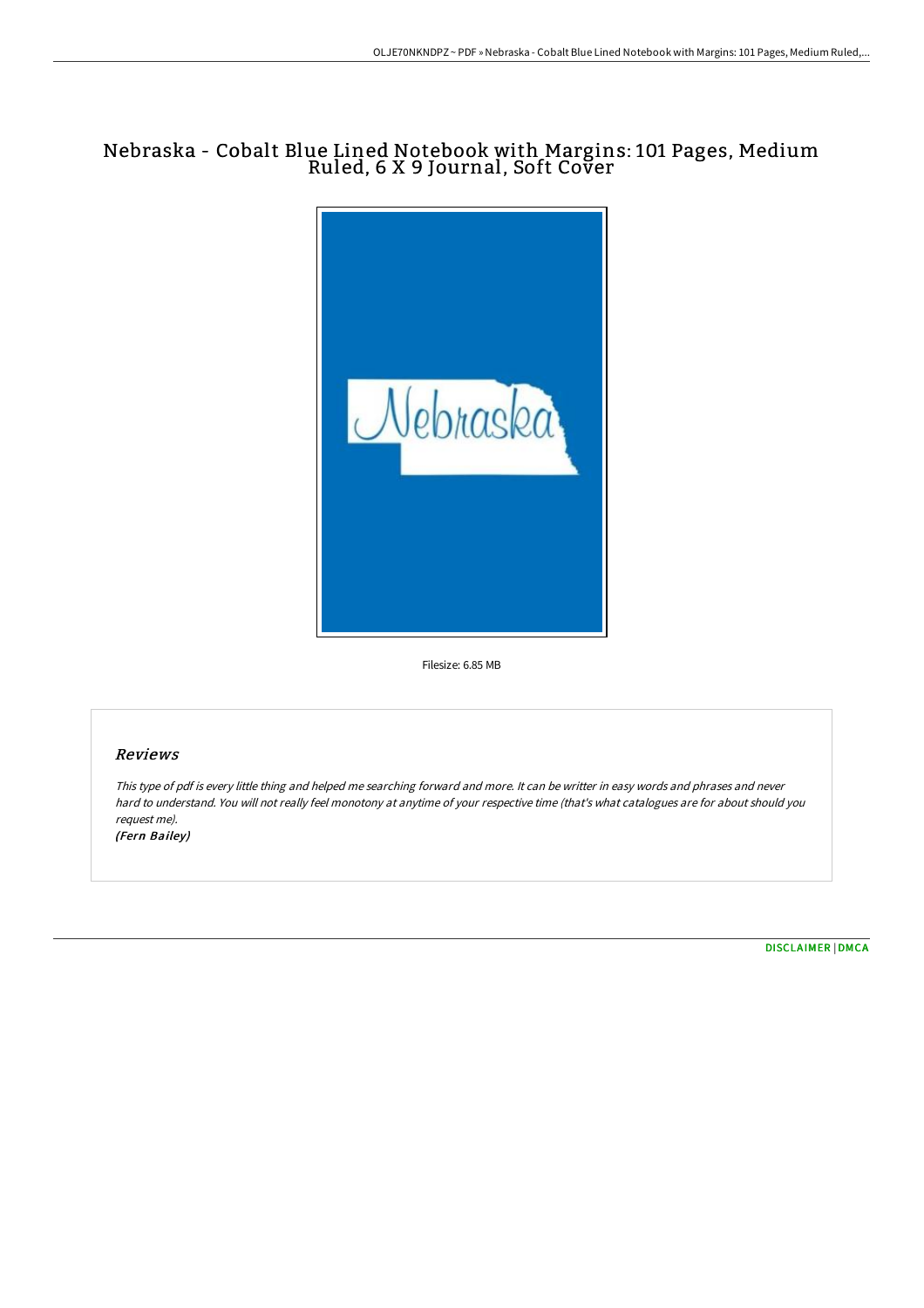# Nebraska - Cobalt Blue Lined Notebook with Margins: 101 Pages, Medium Ruled, 6 X 9 Journal, Soft Cover

Filesize: 6.85 MB

## Reviews

*This type of pdf is every little thing and helped me searching forward and more. It can be writter in easy words and phrases and never hard to understand. You will not really feel monotony at anytime of your respective time (that's what catalogues are for about should you request me).*

*(Fern Bailey)*

DISCLAIMER | DMCA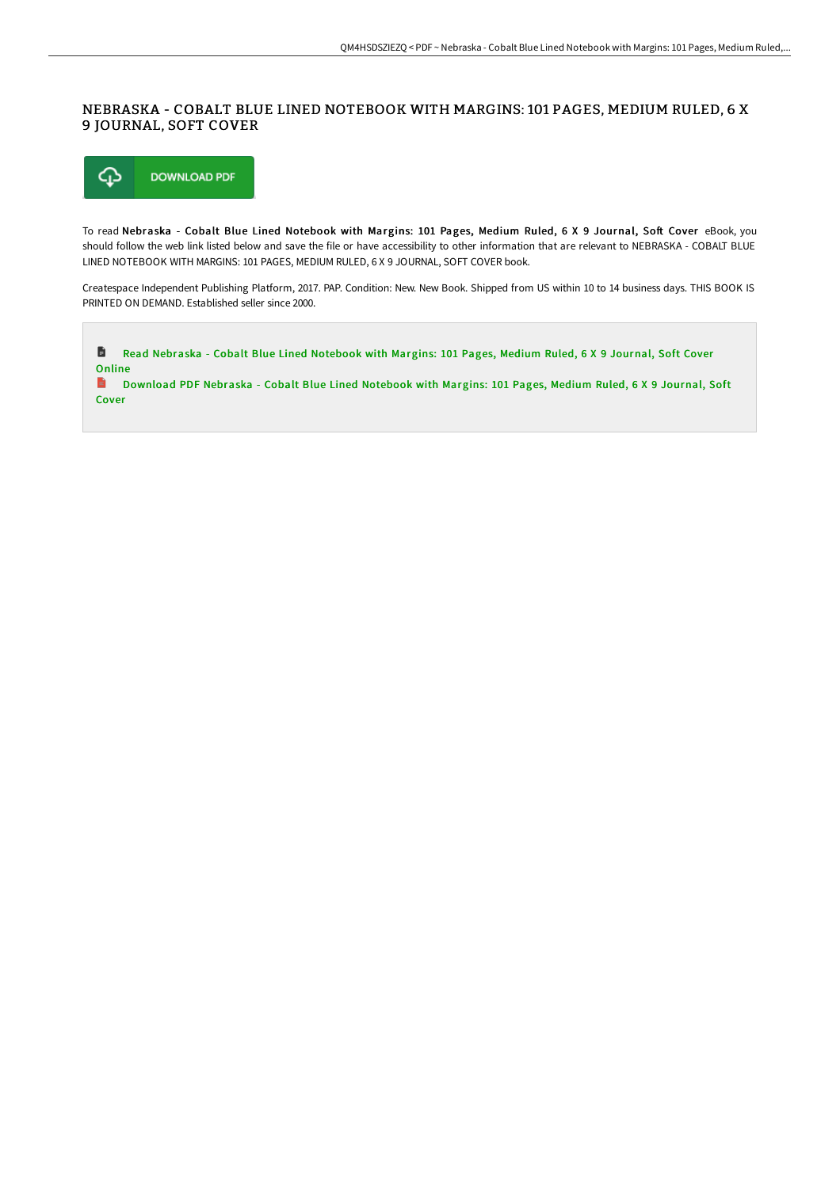# NEBRASKA - COBALT BLUE LINED NOTEBOOK WITH MARGINS: 101 PAGES, MEDIUM RULED, 6 X 9 JOURNAL, SOFT COVER

DOWNLOAD PDF

To read **Nebraska - Cobalt Blue Lined Notebook with Margins: 101 Pages, Medium Ruled, 6 X 9 Journal, Soft Cover** eBook, you should follow the web link listed below and save the file or have accessibility to other information that are relevant to NEBRASKA - COBALT BLUE LINED NOTEBOOK WITH MARGINS: 101 PAGES, MEDIUM RULED, 6 X 9 JOURNAL, SOFT COVER book.

Createspace Independent Publishing Platform, 2017. PAP. Condition: New. New Book. Shipped from US within 10 to 14 business days. THIS BOOK IS PRINTED ON DEMAND. Established seller since 2000.

- Read Nebraska - Cobalt Blue Lined Notebook with Margins: 101 Pages, Medium Ruled, 6 X 9 Journal, Soft Cover Online
- Download PDF Nebraska - Cobalt Blue Lined Notebook with Margins: 101 Pages, Medium Ruled, 6 X 9 Journal, Soft Cover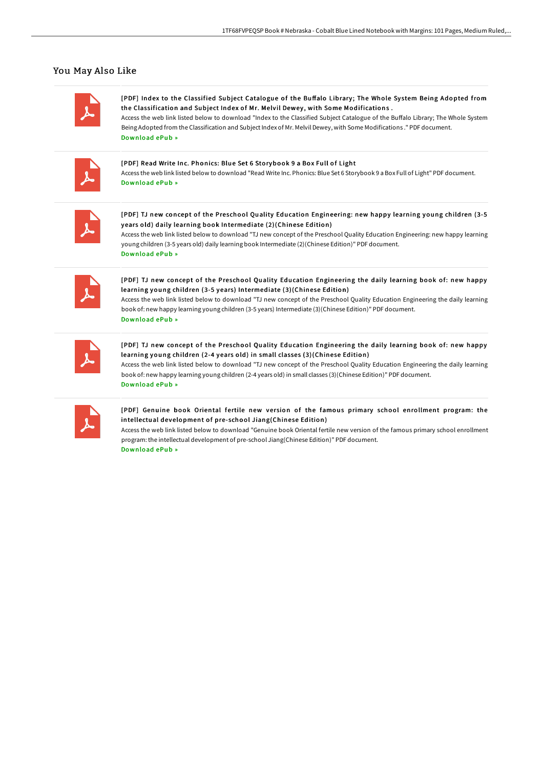## You May Also Like

**[PDF] Index to the Classified Subject Catalogue of the Buffalo Library; The Whole System Being Adopted from the Classification and Subject Index of Mr. Melvil Dewey, with Some Modifications .**

Access the web link listed below to download "Index to the Classified Subject Catalogue of the Buffalo Library; The Whole System Being Adopted from the Classification and Subject Index of Mr. Melvil Dewey, with Some Modifications ." PDF document.

Download ePub »

**[PDF] Read Write Inc. Phonics: Blue Set 6 Storybook 9 a Box Full of Light**

Access the web link listed below to download "Read Write Inc. Phonics: Blue Set 6 Storybook 9 a Box Full of Light" PDF document.

Download ePub »

**[PDF] TJ new concept of the Preschool Quality Education Engineering: new happy learning young children (3-5 years old) daily learning book Intermediate (2)(Chinese Edition)**

Access the web link listed below to download "TJ new concept of the Preschool Quality Education Engineering: new happy learning young children (3-5 years old) daily learning book Intermediate (2)(Chinese Edition)" PDF document.

Download ePub »

**[PDF] TJ new concept of the Preschool Quality Education Engineering the daily learning book of: new happy learning young children (3-5 years) Intermediate (3)(Chinese Edition)**

Access the web link listed below to download "TJ new concept of the Preschool Quality Education Engineering the daily learning book of: new happy learning young children (3-5 years) Intermediate (3)(Chinese Edition)" PDF document.

Download ePub »

**[PDF] TJ new concept of the Preschool Quality Education Engineering the daily learning book of: new happy learning young children (2-4 years old) in small classes (3)(Chinese Edition)**

Access the web link listed below to download "TJ new concept of the Preschool Quality Education Engineering the daily learning book of: new happy learning young children (2-4 years old) in small classes (3)(Chinese Edition)" PDF document.

Download ePub »

**[PDF] Genuine book Oriental fertile new version of the famous primary school enrollment program: the intellectual development of pre-school Jiang(Chinese Edition)**

Access the web link listed below to download "Genuine book Oriental fertile new version of the famous primary school enrollment program: the intellectual development of pre-school Jiang(Chinese Edition)" PDF document.

Download ePub »